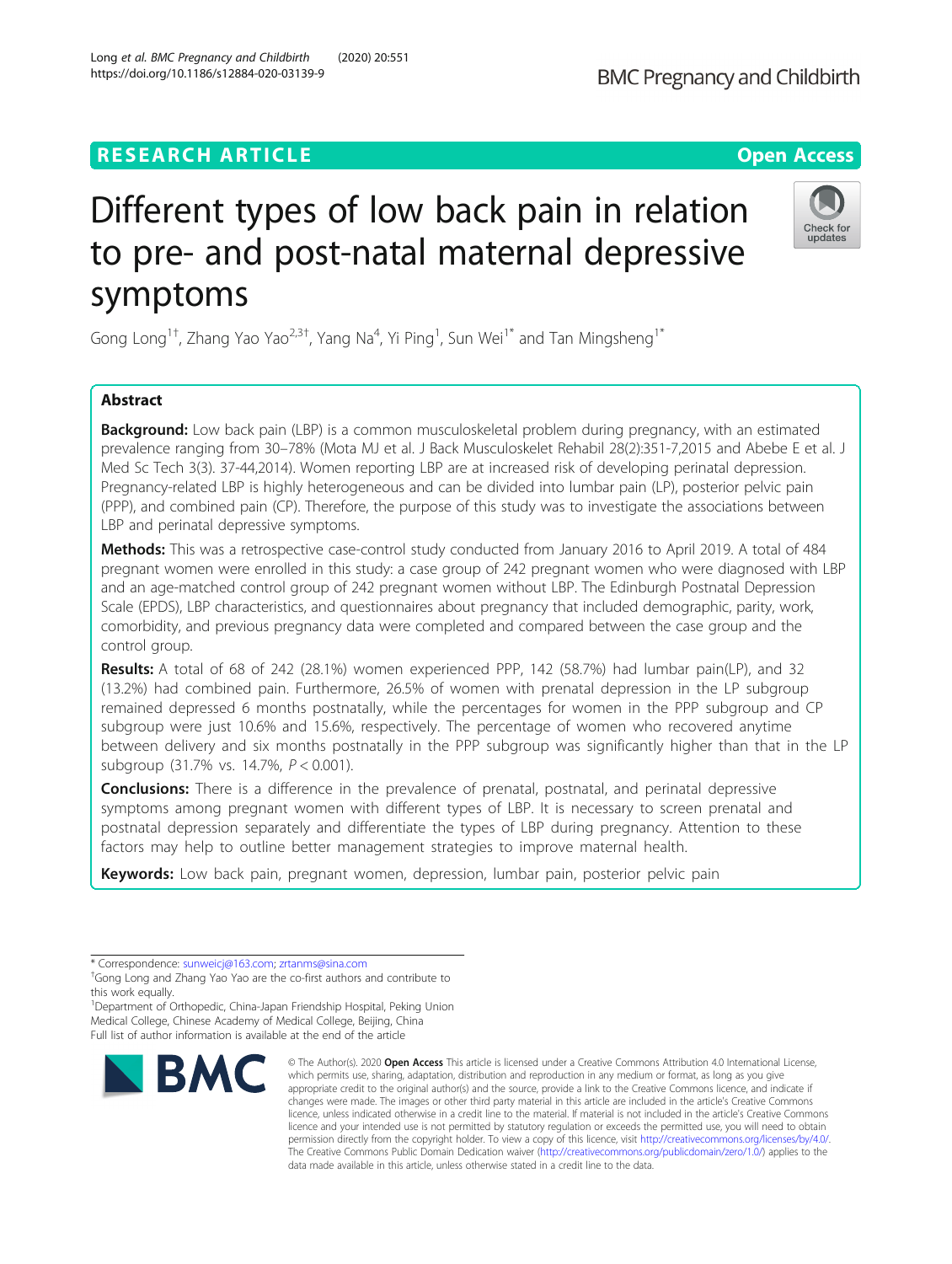RESEARCH ARTICLE

Open Access

# Different types of low back pain in relation to pre- and post-natal maternal depressive symptoms

Gong Long[1†], Zhang Yao Yao[2,3†], Yang Na[4], Yi Ping[1], Sun Wei[1*] and Tan Mingsheng[1*]

## Abstract

**Background:** Low back pain (LBP) is a common musculoskeletal problem during pregnancy, with an estimated prevalence ranging from 30–78% (Mota MJ et al. J Back Musculoskelet Rehabil 28(2):351-7,2015 and Abebe E et al. J Med Sc Tech 3(3). 37-44,2014). Women reporting LBP are at increased risk of developing perinatal depression. Pregnancy-related LBP is highly heterogeneous and can be divided into lumbar pain (LP), posterior pelvic pain (PPP), and combined pain (CP). Therefore, the purpose of this study was to investigate the associations between LBP and perinatal depressive symptoms.

**Methods:** This was a retrospective case-control study conducted from January 2016 to April 2019. A total of 484 pregnant women were enrolled in this study: a case group of 242 pregnant women who were diagnosed with LBP and an age-matched control group of 242 pregnant women without LBP. The Edinburgh Postnatal Depression Scale (EPDS), LBP characteristics, and questionnaires about pregnancy that included demographic, parity, work, comorbidity, and previous pregnancy data were completed and compared between the case group and the control group.

**Results:** A total of 68 of 242 (28.1%) women experienced PPP, 142 (58.7%) had lumbar pain(LP), and 32 (13.2%) had combined pain. Furthermore, 26.5% of women with prenatal depression in the LP subgroup remained depressed 6 months postnatally, while the percentages for women in the PPP subgroup and CP subgroup were just 10.6% and 15.6%, respectively. The percentage of women who recovered anytime between delivery and six months postnatally in the PPP subgroup was significantly higher than that in the LP subgroup (31.7% vs. 14.7%, $P < 0.001$).

**Conclusions:** There is a difference in the prevalence of prenatal, postnatal, and perinatal depressive symptoms among pregnant women with different types of LBP. It is necessary to screen prenatal and postnatal depression separately and differentiate the types of LBP during pregnancy. Attention to these factors may help to outline better management strategies to improve maternal health.

**Keywords:** Low back pain, pregnant women, depression, lumbar pain, posterior pelvic pain

\* Correspondence: sunweicj@163.com; zrtanms@sina.com

†Gong Long and Zhang Yao Yao are the co-first authors and contribute to this work equally.

[1]Department of Orthopedic, China-Japan Friendship Hospital, Peking Union Medical College, Chinese Academy of Medical College, Beijing, China

Full list of author information is available at the end of the article

© The Author(s). 2020 **Open Access** This article is licensed under a Creative Commons Attribution 4.0 International License, which permits use, sharing, adaptation, distribution and reproduction in any medium or format, as long as you give appropriate credit to the original author(s) and the source, provide a link to the Creative Commons licence, and indicate if changes were made. The images or other third party material in this article are included in the article's Creative Commons licence, unless indicated otherwise in a credit line to the material. If material is not included in the article's Creative Commons licence and your intended use is not permitted by statutory regulation or exceeds the permitted use, you will need to obtain permission directly from the copyright holder. To view a copy of this licence, visit http://creativecommons.org/licenses/by/4.0/. The Creative Commons Public Domain Dedication waiver (http://creativecommons.org/publicdomain/zero/1.0/) applies to the data made available in this article, unless otherwise stated in a credit line to the data.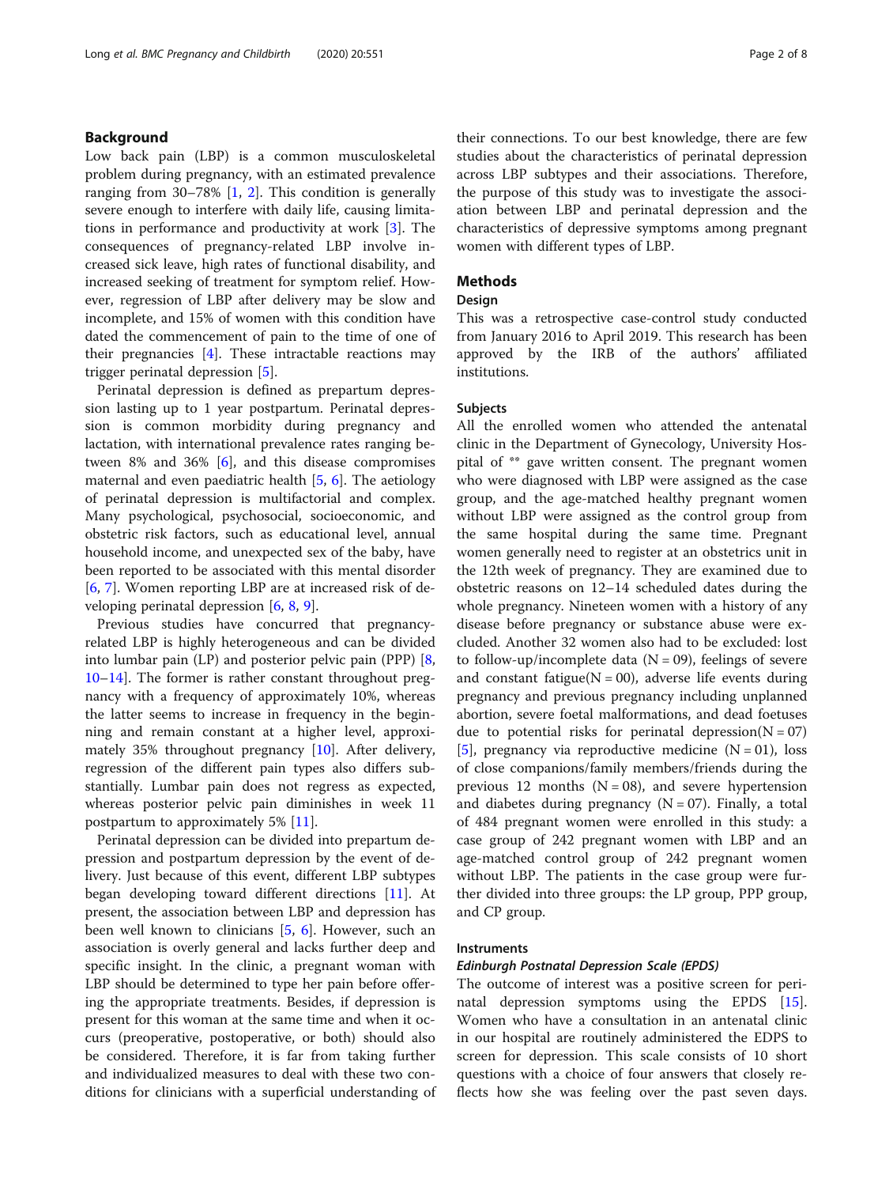## Background

Low back pain (LBP) is a common musculoskeletal problem during pregnancy, with an estimated prevalence ranging from 30–78% [1, 2]. This condition is generally severe enough to interfere with daily life, causing limitations in performance and productivity at work [3]. The consequences of pregnancy-related LBP involve increased sick leave, high rates of functional disability, and increased seeking of treatment for symptom relief. However, regression of LBP after delivery may be slow and incomplete, and 15% of women with this condition have dated the commencement of pain to the time of one of their pregnancies [4]. These intractable reactions may trigger perinatal depression [5].

Perinatal depression is defined as prepartum depression lasting up to 1 year postpartum. Perinatal depression is common morbidity during pregnancy and lactation, with international prevalence rates ranging between 8% and 36% [6], and this disease compromises maternal and even paediatric health [5, 6]. The aetiology of perinatal depression is multifactorial and complex. Many psychological, psychosocial, socioeconomic, and obstetric risk factors, such as educational level, annual household income, and unexpected sex of the baby, have been reported to be associated with this mental disorder [6, 7]. Women reporting LBP are at increased risk of developing perinatal depression [6, 8, 9].

Previous studies have concurred that pregnancy-related LBP is highly heterogeneous and can be divided into lumbar pain (LP) and posterior pelvic pain (PPP) [8, 10–14]. The former is rather constant throughout pregnancy with a frequency of approximately 10%, whereas the latter seems to increase in frequency in the beginning and remain constant at a higher level, approximately 35% throughout pregnancy [10]. After delivery, regression of the different pain types also differs substantially. Lumbar pain does not regress as expected, whereas posterior pelvic pain diminishes in week 11 postpartum to approximately 5% [11].

Perinatal depression can be divided into prepartum depression and postpartum depression by the event of delivery. Just because of this event, different LBP subtypes began developing toward different directions [11]. At present, the association between LBP and depression has been well known to clinicians [5, 6]. However, such an association is overly general and lacks further deep and specific insight. In the clinic, a pregnant woman with LBP should be determined to type her pain before offering the appropriate treatments. Besides, if depression is present for this woman at the same time and when it occurs (preoperative, postoperative, or both) should also be considered. Therefore, it is far from taking further and individualized measures to deal with these two conditions for clinicians with a superficial understanding of their connections. To our best knowledge, there are few studies about the characteristics of perinatal depression across LBP subtypes and their associations. Therefore, the purpose of this study was to investigate the association between LBP and perinatal depression and the characteristics of depressive symptoms among pregnant women with different types of LBP.

## Methods

### Design

This was a retrospective case-control study conducted from January 2016 to April 2019. This research has been approved by the IRB of the authors' affiliated institutions.

### Subjects

All the enrolled women who attended the antenatal clinic in the Department of Gynecology, University Hospital of ** gave written consent. The pregnant women who were diagnosed with LBP were assigned as the case group, and the age-matched healthy pregnant women without LBP were assigned as the control group from the same hospital during the same time. Pregnant women generally need to register at an obstetrics unit in the 12th week of pregnancy. They are examined due to obstetric reasons on 12–14 scheduled dates during the whole pregnancy. Nineteen women with a history of any disease before pregnancy or substance abuse were excluded. Another 32 women also had to be excluded: lost to follow-up/incomplete data (N = 09), feelings of severe and constant fatigue(N = 00), adverse life events during pregnancy and previous pregnancy including unplanned abortion, severe foetal malformations, and dead foetuses due to potential risks for perinatal depression(N = 07) [5], pregnancy via reproductive medicine (N = 01), loss of close companions/family members/friends during the previous 12 months (N = 08), and severe hypertension and diabetes during pregnancy (N = 07). Finally, a total of 484 pregnant women were enrolled in this study: a case group of 242 pregnant women with LBP and an age-matched control group of 242 pregnant women without LBP. The patients in the case group were further divided into three groups: the LP group, PPP group, and CP group.

### Instruments

#### *Edinburgh Postnatal Depression Scale (EPDS)*

The outcome of interest was a positive screen for perinatal depression symptoms using the EPDS [15]. Women who have a consultation in an antenatal clinic in our hospital are routinely administered the EDPS to screen for depression. This scale consists of 10 short questions with a choice of four answers that closely reflects how she was feeling over the past seven days.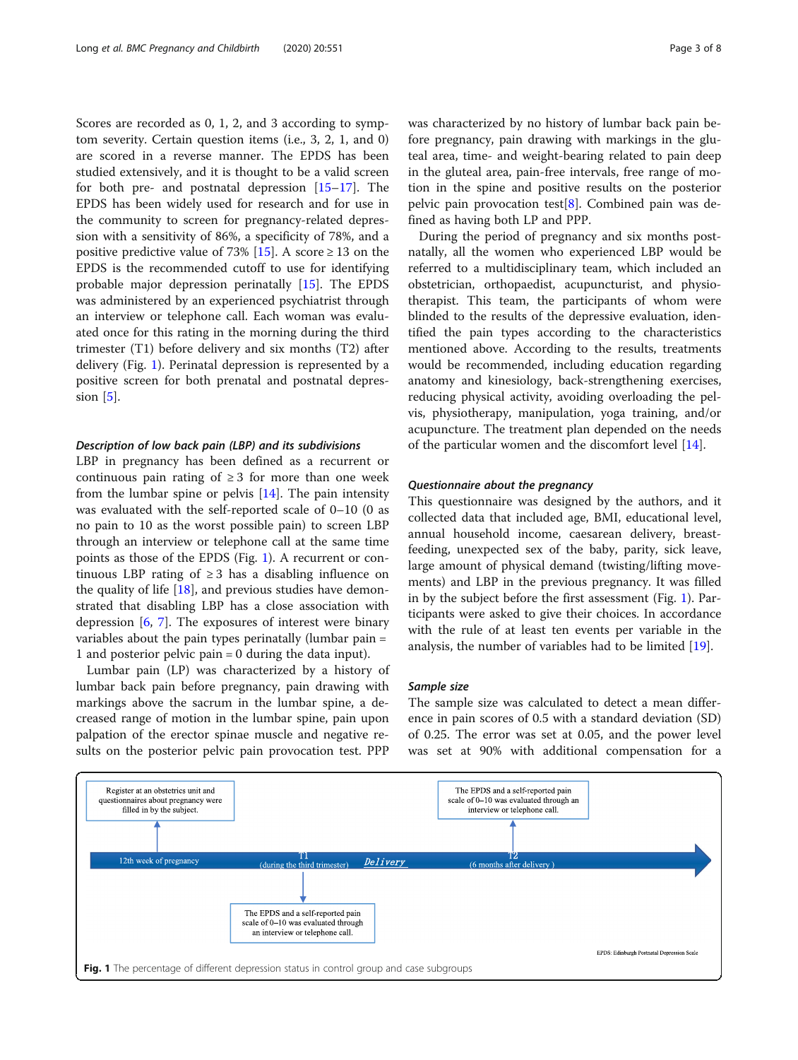Scores are recorded as 0, 1, 2, and 3 according to symptom severity. Certain question items (i.e., 3, 2, 1, and 0) are scored in a reverse manner. The EPDS has been studied extensively, and it is thought to be a valid screen for both pre- and postnatal depression [15–17]. The EPDS has been widely used for research and for use in the community to screen for pregnancy-related depression with a sensitivity of 86%, a specificity of 78%, and a positive predictive value of 73% [15]. A score ≥ 13 on the EPDS is the recommended cutoff to use for identifying probable major depression perinatally [15]. The EPDS was administered by an experienced psychiatrist through an interview or telephone call. Each woman was evaluated once for this rating in the morning during the third trimester (T1) before delivery and six months (T2) after delivery (Fig. 1). Perinatal depression is represented by a positive screen for both prenatal and postnatal depression [5].

### *Description of low back pain (LBP) and its subdivisions*

LBP in pregnancy has been defined as a recurrent or continuous pain rating of ≥ 3 for more than one week from the lumbar spine or pelvis [14]. The pain intensity was evaluated with the self-reported scale of 0–10 (0 as no pain to 10 as the worst possible pain) to screen LBP through an interview or telephone call at the same time points as those of the EPDS (Fig. 1). A recurrent or continuous LBP rating of ≥ 3 has a disabling influence on the quality of life [18], and previous studies have demonstrated that disabling LBP has a close association with depression [6, 7]. The exposures of interest were binary variables about the pain types perinatally (lumbar pain = 1 and posterior pelvic pain = 0 during the data input).

Lumbar pain (LP) was characterized by a history of lumbar back pain before pregnancy, pain drawing with markings above the sacrum in the lumbar spine, a decreased range of motion in the lumbar spine, pain upon palpation of the erector spinae muscle and negative results on the posterior pelvic pain provocation test. PPP was characterized by no history of lumbar back pain before pregnancy, pain drawing with markings in the gluteal area, time- and weight-bearing related to pain deep in the gluteal area, pain-free intervals, free range of motion in the spine and positive results on the posterior pelvic pain provocation test[8]. Combined pain was defined as having both LP and PPP.

During the period of pregnancy and six months postnatally, all the women who experienced LBP would be referred to a multidisciplinary team, which included an obstetrician, orthopaedist, acupuncturist, and physiotherapist. This team, the participants of whom were blinded to the results of the depressive evaluation, identified the pain types according to the characteristics mentioned above. According to the results, treatments would be recommended, including education regarding anatomy and kinesiology, back-strengthening exercises, reducing physical activity, avoiding overloading the pelvis, physiotherapy, manipulation, yoga training, and/or acupuncture. The treatment plan depended on the needs of the particular women and the discomfort level [14].

### *Questionnaire about the pregnancy*

This questionnaire was designed by the authors, and it collected data that included age, BMI, educational level, annual household income, caesarean delivery, breastfeeding, unexpected sex of the baby, parity, sick leave, large amount of physical demand (twisting/lifting movements) and LBP in the previous pregnancy. It was filled in by the subject before the first assessment (Fig. 1). Participants were asked to give their choices. In accordance with the rule of at least ten events per variable in the analysis, the number of variables had to be limited [19].

### *Sample size*

The sample size was calculated to detect a mean difference in pain scores of 0.5 with a standard deviation (SD) of 0.25. The error was set at 0.05, and the power level was set at 90% with additional compensation for a

Register at an obstetrics unit and questionnaires about pregnancy were filled in by the subject.

12th week of pregnancy — T1 (during the third trimester) — *Delivery* — T2 (6 months after delivery)

The EPDS and a self-reported pain scale of 0–10 was evaluated through an interview or telephone call.

The EPDS and a self-reported pain scale of 0–10 was evaluated through an interview or telephone call.

EPDS: Edinburgh Postnatal Depression Scale

**Fig. 1** The percentage of different depression status in control group and case subgroups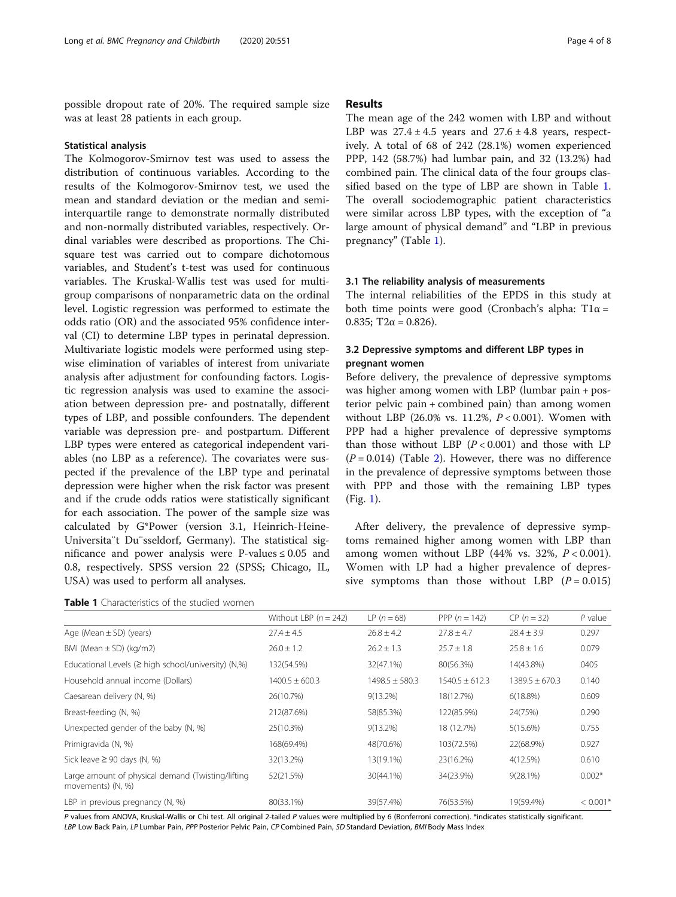possible dropout rate of 20%. The required sample size was at least 28 patients in each group.

### Statistical analysis

The Kolmogorov-Smirnov test was used to assess the distribution of continuous variables. According to the results of the Kolmogorov-Smirnov test, we used the mean and standard deviation or the median and semi-interquartile range to demonstrate normally distributed and non-normally distributed variables, respectively. Ordinal variables were described as proportions. The Chi-square test was carried out to compare dichotomous variables, and Student's t-test was used for continuous variables. The Kruskal-Wallis test was used for multi-group comparisons of nonparametric data on the ordinal level. Logistic regression was performed to estimate the odds ratio (OR) and the associated 95% confidence interval (CI) to determine LBP types in perinatal depression. Multivariate logistic models were performed using stepwise elimination of variables of interest from univariate analysis after adjustment for confounding factors. Logistic regression analysis was used to examine the association between depression pre- and postnatally, different types of LBP, and possible confounders. The dependent variable was depression pre- and postpartum. Different LBP types were entered as categorical independent variables (no LBP as a reference). The covariates were suspected if the prevalence of the LBP type and perinatal depression were higher when the risk factor was present and if the crude odds ratios were statistically significant for each association. The power of the sample size was calculated by G*Power (version 3.1, Heinrich-Heine-Universita¨t Du¨sseldorf, Germany). The statistical significance and power analysis were P-values ≤ 0.05 and 0.8, respectively. SPSS version 22 (SPSS; Chicago, IL, USA) was used to perform all analyses.

## Results

The mean age of the 242 women with LBP and without LBP was 27.4 ± 4.5 years and 27.6 ± 4.8 years, respectively. A total of 68 of 242 (28.1%) women experienced PPP, 142 (58.7%) had lumbar pain, and 32 (13.2%) had combined pain. The clinical data of the four groups classified based on the type of LBP are shown in Table 1. The overall sociodemographic patient characteristics were similar across LBP types, with the exception of "a large amount of physical demand" and "LBP in previous pregnancy" (Table 1).

### 3.1 The reliability analysis of measurements

The internal reliabilities of the EPDS in this study at both time points were good (Cronbach's alpha: $T1\alpha = 0.835$; $T2\alpha = 0.826$).

### 3.2 Depressive symptoms and different LBP types in pregnant women

Before delivery, the prevalence of depressive symptoms was higher among women with LBP (lumbar pain + posterior pelvic pain + combined pain) than among women without LBP (26.0% vs. 11.2%, $P < 0.001$). Women with PPP had a higher prevalence of depressive symptoms than those without LBP ($P < 0.001$) and those with LP ($P = 0.014$) (Table 2). However, there was no difference in the prevalence of depressive symptoms between those with PPP and those with the remaining LBP types (Fig. 1).

After delivery, the prevalence of depressive symptoms remained higher among women with LBP than among women without LBP (44% vs. 32%, $P < 0.001$). Women with LP had a higher prevalence of depressive symptoms than those without LBP ($P = 0.015$)

**Table 1** Characteristics of the studied women

| | Without LBP ($n = 242$) | LP ($n = 68$) | PPP ($n = 142$) | CP ($n = 32$) | $P$ value |
|---|---|---|---|---|---|
| Age (Mean ± SD) (years) | 27.4 ± 4.5 | 26.8 ± 4.2 | 27.8 ± 4.7 | 28.4 ± 3.9 | 0.297 |
| BMI (Mean ± SD) (kg/m2) | 26.0 ± 1.2 | 26.2 ± 1.3 | 25.7 ± 1.8 | 25.8 ± 1.6 | 0.079 |
| Educational Levels (≥ high school/university) (N,%) | 132(54.5%) | 32(47.1%) | 80(56.3%) | 14(43.8%) | 0405 |
| Household annual income (Dollars) | 1400.5 ± 600.3 | 1498.5 ± 580.3 | 1540.5 ± 612.3 | 1389.5 ± 670.3 | 0.140 |
| Caesarean delivery (N, %) | 26(10.7%) | 9(13.2%) | 18(12.7%) | 6(18.8%) | 0.609 |
| Breast-feeding (N, %) | 212(87.6%) | 58(85.3%) | 122(85.9%) | 24(75%) | 0.290 |
| Unexpected gender of the baby (N, %) | 25(10.3%) | 9(13.2%) | 18 (12.7%) | 5(15.6%) | 0.755 |
| Primigravida (N, %) | 168(69.4%) | 48(70.6%) | 103(72.5%) | 22(68.9%) | 0.927 |
| Sick leave ≥ 90 days (N, %) | 32(13.2%) | 13(19.1%) | 23(16.2%) | 4(12.5%) | 0.610 |
| Large amount of physical demand (Twisting/lifting movements) (N, %) | 52(21.5%) | 30(44.1%) | 34(23.9%) | 9(28.1%) | 0.002* |
| LBP in previous pregnancy (N, %) | 80(33.1%) | 39(57.4%) | 76(53.5%) | 19(59.4%) | < 0.001* |

*P* values from ANOVA, Kruskal-Wallis or Chi test. All original 2-tailed *P* values were multiplied by 6 (Bonferroni correction). *indicates statistically significant.
*LBP* Low Back Pain, *LP* Lumbar Pain, *PPP* Posterior Pelvic Pain, *CP* Combined Pain, *SD* Standard Deviation, *BMI* Body Mass Index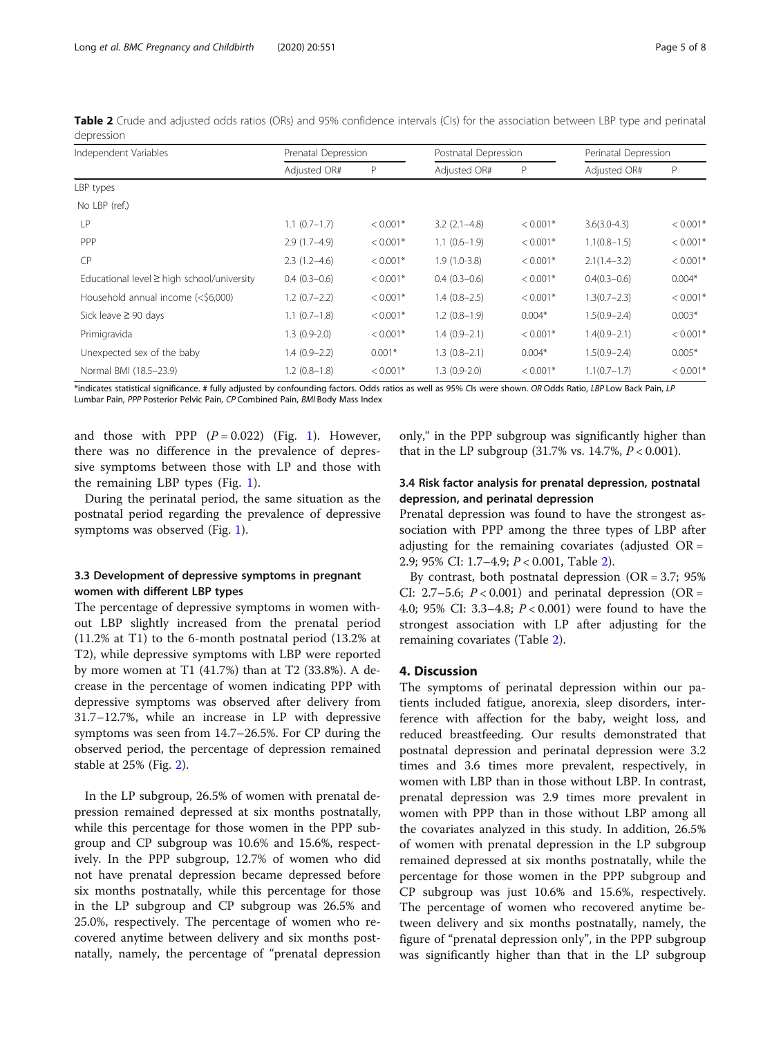**Table 2** Crude and adjusted odds ratios (ORs) and 95% confidence intervals (CIs) for the association between LBP type and perinatal depression

| Independent Variables | Prenatal Depression | | Postnatal Depression | | Perinatal Depression | |
|---|---|---|---|---|---|---|
| | Adjusted OR# | P | Adjusted OR# | P | Adjusted OR# | P |
| LBP types | | | | | | |
| No LBP (ref.) | | | | | | |
| LP | 1.1 (0.7–1.7) | < 0.001* | 3.2 (2.1–4.8) | < 0.001* | 3.6(3.0-4.3) | < 0.001* |
| PPP | 2.9 (1.7–4.9) | < 0.001* | 1.1 (0.6–1.9) | < 0.001* | 1.1(0.8–1.5) | < 0.001* |
| CP | 2.3 (1.2–4.6) | < 0.001* | 1.9 (1.0-3.8) | < 0.001* | 2.1(1.4–3.2) | < 0.001* |
| Educational level ≥ high school/university | 0.4 (0.3–0.6) | < 0.001* | 0.4 (0.3–0.6) | < 0.001* | 0.4(0.3–0.6) | 0.004* |
| Household annual income (<$6,000) | 1.2 (0.7–2.2) | < 0.001* | 1.4 (0.8–2.5) | < 0.001* | 1.3(0.7–2.3) | < 0.001* |
| Sick leave ≥ 90 days | 1.1 (0.7–1.8) | < 0.001* | 1.2 (0.8–1.9) | 0.004* | 1.5(0.9–2.4) | 0.003* |
| Primigravida | 1.3 (0.9-2.0) | < 0.001* | 1.4 (0.9–2.1) | < 0.001* | 1.4(0.9–2.1) | < 0.001* |
| Unexpected sex of the baby | 1.4 (0.9–2.2) | 0.001* | 1.3 (0.8–2.1) | 0.004* | 1.5(0.9–2.4) | 0.005* |
| Normal BMI (18.5–23.9) | 1.2 (0.8–1.8) | < 0.001* | 1.3 (0.9-2.0) | < 0.001* | 1.1(0.7–1.7) | < 0.001* |

*indicates statistical significance. # fully adjusted by confounding factors. Odds ratios as well as 95% CIs were shown. *OR* Odds Ratio, *LBP* Low Back Pain, *LP* Lumbar Pain, *PPP* Posterior Pelvic Pain, *CP* Combined Pain, *BMI* Body Mass Index

and those with PPP ($P = 0.022$) (Fig. 1). However, there was no difference in the prevalence of depressive symptoms between those with LP and those with the remaining LBP types (Fig. 1).

During the perinatal period, the same situation as the postnatal period regarding the prevalence of depressive symptoms was observed (Fig. 1).

### 3.3 Development of depressive symptoms in pregnant women with different LBP types

The percentage of depressive symptoms in women without LBP slightly increased from the prenatal period (11.2% at T1) to the 6-month postnatal period (13.2% at T2), while depressive symptoms with LBP were reported by more women at T1 (41.7%) than at T2 (33.8%). A decrease in the percentage of women indicating PPP with depressive symptoms was observed after delivery from 31.7–12.7%, while an increase in LP with depressive symptoms was seen from 14.7–26.5%. For CP during the observed period, the percentage of depression remained stable at 25% (Fig. 2).

In the LP subgroup, 26.5% of women with prenatal depression remained depressed at six months postnatally, while this percentage for those women in the PPP subgroup and CP subgroup was 10.6% and 15.6%, respectively. In the PPP subgroup, 12.7% of women who did not have prenatal depression became depressed before six months postnatally, while this percentage for those in the LP subgroup and CP subgroup was 26.5% and 25.0%, respectively. The percentage of women who recovered anytime between delivery and six months postnatally, namely, the percentage of "prenatal depression only," in the PPP subgroup was significantly higher than that in the LP subgroup (31.7% vs. 14.7%, $P < 0.001$).

### 3.4 Risk factor analysis for prenatal depression, postnatal depression, and perinatal depression

Prenatal depression was found to have the strongest association with PPP among the three types of LBP after adjusting for the remaining covariates (adjusted OR = 2.9; 95% CI: 1.7–4.9; $P < 0.001$, Table 2).

By contrast, both postnatal depression (OR = 3.7; 95% CI: 2.7–5.6; $P < 0.001$) and perinatal depression (OR = 4.0; 95% CI: 3.3–4.8; $P < 0.001$) were found to have the strongest association with LP after adjusting for the remaining covariates (Table 2).

## 4. Discussion

The symptoms of perinatal depression within our patients included fatigue, anorexia, sleep disorders, interference with affection for the baby, weight loss, and reduced breastfeeding. Our results demonstrated that postnatal depression and perinatal depression were 3.2 times and 3.6 times more prevalent, respectively, in women with LBP than in those without LBP. In contrast, prenatal depression was 2.9 times more prevalent in women with PPP than in those without LBP among all the covariates analyzed in this study. In addition, 26.5% of women with prenatal depression in the LP subgroup remained depressed at six months postnatally, while the percentage for those women in the PPP subgroup and CP subgroup was just 10.6% and 15.6%, respectively. The percentage of women who recovered anytime between delivery and six months postnatally, namely, the figure of "prenatal depression only", in the PPP subgroup was significantly higher than that in the LP subgroup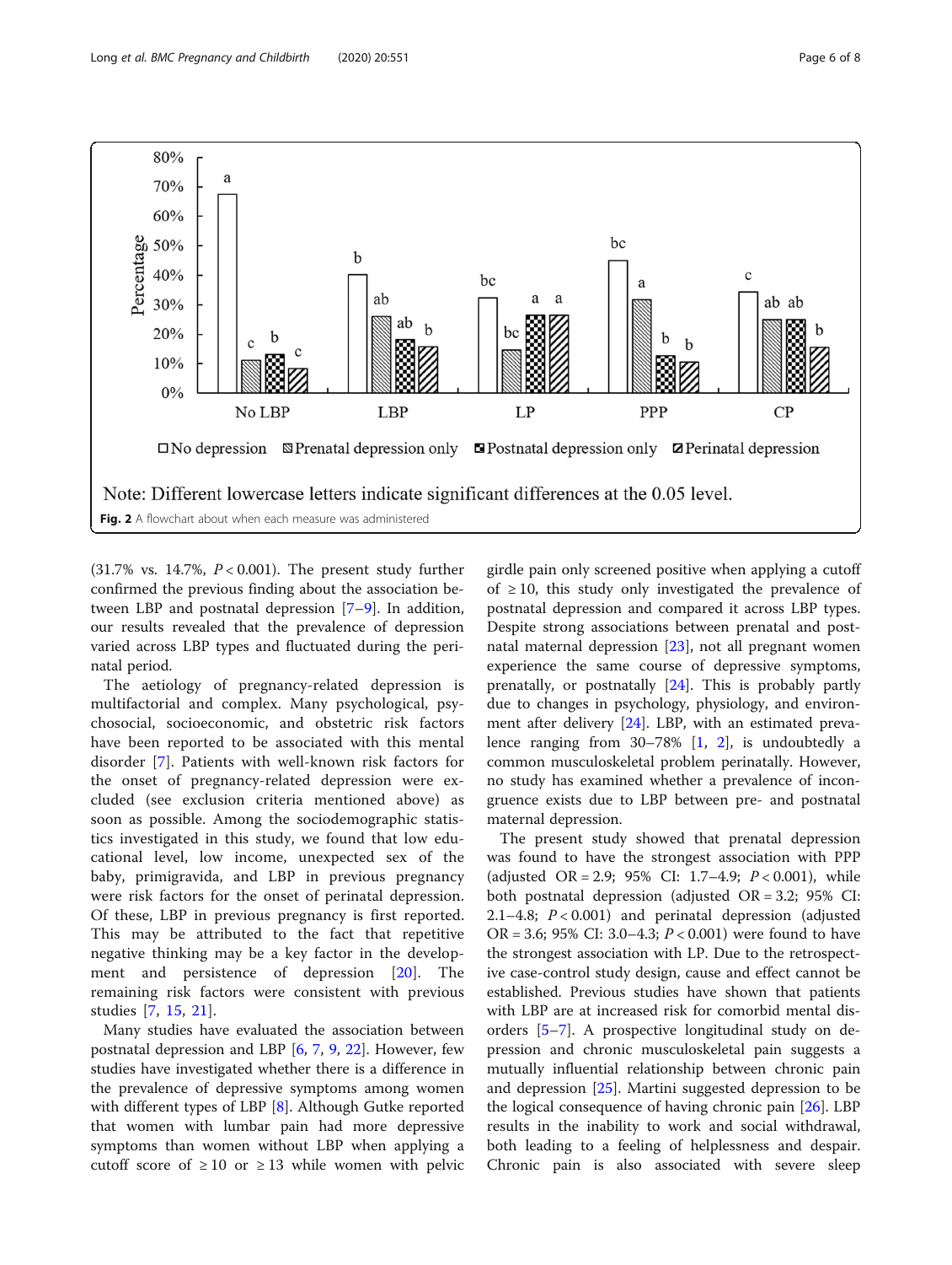80%
70%
60%
50%
40%
30%
20%
10%
0%

Percentage

a
c b c
b
ab ab b
bc
bc a a
bc
a
b b
c
ab ab
b

No LBP
LBP
LP
PPP
CP

□No depression ▧Prenatal depression only ▣Postnatal depression only ▨Perinatal depression

Note: Different lowercase letters indicate significant differences at the 0.05 level.

**Fig. 2** A flowchart about when each measure was administered

(31.7% vs. 14.7%, $P < 0.001$). The present study further confirmed the previous finding about the association between LBP and postnatal depression [7–9]. In addition, our results revealed that the prevalence of depression varied across LBP types and fluctuated during the perinatal period.

The aetiology of pregnancy-related depression is multifactorial and complex. Many psychological, psychosocial, socioeconomic, and obstetric risk factors have been reported to be associated with this mental disorder [7]. Patients with well-known risk factors for the onset of pregnancy-related depression were excluded (see exclusion criteria mentioned above) as soon as possible. Among the sociodemographic statistics investigated in this study, we found that low educational level, low income, unexpected sex of the baby, primigravida, and LBP in previous pregnancy were risk factors for the onset of perinatal depression. Of these, LBP in previous pregnancy is first reported. This may be attributed to the fact that repetitive negative thinking may be a key factor in the development and persistence of depression [20]. The remaining risk factors were consistent with previous studies [7, 15, 21].

Many studies have evaluated the association between postnatal depression and LBP [6, 7, 9, 22]. However, few studies have investigated whether there is a difference in the prevalence of depressive symptoms among women with different types of LBP [8]. Although Gutke reported that women with lumbar pain had more depressive symptoms than women without LBP when applying a cutoff score of ≥ 10 or ≥ 13 while women with pelvic girdle pain only screened positive when applying a cutoff of ≥ 10, this study only investigated the prevalence of postnatal depression and compared it across LBP types. Despite strong associations between prenatal and postnatal maternal depression [23], not all pregnant women experience the same course of depressive symptoms, prenatally, or postnatally [24]. This is probably partly due to changes in psychology, physiology, and environment after delivery [24]. LBP, with an estimated prevalence ranging from 30–78% [1, 2], is undoubtedly a common musculoskeletal problem perinatally. However, no study has examined whether a prevalence of incongruence exists due to LBP between pre- and postnatal maternal depression.

The present study showed that prenatal depression was found to have the strongest association with PPP (adjusted OR = 2.9; 95% CI: 1.7–4.9; $P < 0.001$), while both postnatal depression (adjusted OR = 3.2; 95% CI: 2.1–4.8; $P < 0.001$) and perinatal depression (adjusted OR = 3.6; 95% CI: 3.0–4.3; $P < 0.001$) were found to have the strongest association with LP. Due to the retrospective case-control study design, cause and effect cannot be established. Previous studies have shown that patients with LBP are at increased risk for comorbid mental disorders [5–7]. A prospective longitudinal study on depression and chronic musculoskeletal pain suggests a mutually influential relationship between chronic pain and depression [25]. Martini suggested depression to be the logical consequence of having chronic pain [26]. LBP results in the inability to work and social withdrawal, both leading to a feeling of helplessness and despair. Chronic pain is also associated with severe sleep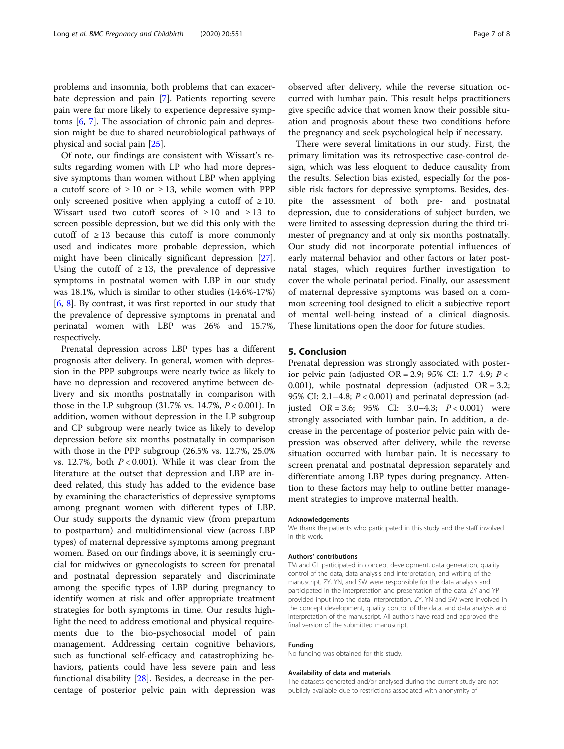problems and insomnia, both problems that can exacerbate depression and pain [7]. Patients reporting severe pain were far more likely to experience depressive symptoms [6, 7]. The association of chronic pain and depression might be due to shared neurobiological pathways of physical and social pain [25].

Of note, our findings are consistent with Wissart's results regarding women with LP who had more depressive symptoms than women without LBP when applying a cutoff score of ≥ 10 or ≥ 13, while women with PPP only screened positive when applying a cutoff of ≥ 10. Wissart used two cutoff scores of ≥ 10 and ≥ 13 to screen possible depression, but we did this only with the cutoff of ≥ 13 because this cutoff is more commonly used and indicates more probable depression, which might have been clinically significant depression [27]. Using the cutoff of ≥ 13, the prevalence of depressive symptoms in postnatal women with LBP in our study was 18.1%, which is similar to other studies (14.6%-17%) [6, 8]. By contrast, it was first reported in our study that the prevalence of depressive symptoms in prenatal and perinatal women with LBP was 26% and 15.7%, respectively.

Prenatal depression across LBP types has a different prognosis after delivery. In general, women with depression in the PPP subgroups were nearly twice as likely to have no depression and recovered anytime between delivery and six months postnatally in comparison with those in the LP subgroup (31.7% vs. 14.7%, $P < 0.001$). In addition, women without depression in the LP subgroup and CP subgroup were nearly twice as likely to develop depression before six months postnatally in comparison with those in the PPP subgroup (26.5% vs. 12.7%, 25.0% vs. 12.7%, both $P < 0.001$). While it was clear from the literature at the outset that depression and LBP are indeed related, this study has added to the evidence base by examining the characteristics of depressive symptoms among pregnant women with different types of LBP. Our study supports the dynamic view (from prepartum to postpartum) and multidimensional view (across LBP types) of maternal depressive symptoms among pregnant women. Based on our findings above, it is seemingly crucial for midwives or gynecologists to screen for prenatal and postnatal depression separately and discriminate among the specific types of LBP during pregnancy to identify women at risk and offer appropriate treatment strategies for both symptoms in time. Our results highlight the need to address emotional and physical requirements due to the bio-psychosocial model of pain management. Addressing certain cognitive behaviors, such as functional self-efficacy and catastrophizing behaviors, patients could have less severe pain and less functional disability [28]. Besides, a decrease in the percentage of posterior pelvic pain with depression was observed after delivery, while the reverse situation occurred with lumbar pain. This result helps practitioners give specific advice that women know their possible situation and prognosis about these two conditions before the pregnancy and seek psychological help if necessary.

There were several limitations in our study. First, the primary limitation was its retrospective case-control design, which was less eloquent to deduce causality from the results. Selection bias existed, especially for the possible risk factors for depressive symptoms. Besides, despite the assessment of both pre- and postnatal depression, due to considerations of subject burden, we were limited to assessing depression during the third trimester of pregnancy and at only six months postnatally. Our study did not incorporate potential influences of early maternal behavior and other factors or later postnatal stages, which requires further investigation to cover the whole perinatal period. Finally, our assessment of maternal depressive symptoms was based on a common screening tool designed to elicit a subjective report of mental well-being instead of a clinical diagnosis. These limitations open the door for future studies.

## 5. Conclusion

Prenatal depression was strongly associated with posterior pelvic pain (adjusted OR = 2.9; 95% CI: 1.7–4.9; $P < 0.001$), while postnatal depression (adjusted OR = 3.2; 95% CI: 2.1–4.8; $P < 0.001$) and perinatal depression (adjusted OR = 3.6; 95% CI: 3.0–4.3; $P < 0.001$) were strongly associated with lumbar pain. In addition, a decrease in the percentage of posterior pelvic pain with depression was observed after delivery, while the reverse situation occurred with lumbar pain. It is necessary to screen prenatal and postnatal depression separately and differentiate among LBP types during pregnancy. Attention to these factors may help to outline better management strategies to improve maternal health.

#### Acknowledgements

We thank the patients who participated in this study and the staff involved in this work.

#### Authors' contributions

TM and GL participated in concept development, data generation, quality control of the data, data analysis and interpretation, and writing of the manuscript. ZY, YN, and SW were responsible for the data analysis and participated in the interpretation and presentation of the data. ZY and YP provided input into the data interpretation. ZY, YN and SW were involved in the concept development, quality control of the data, and data analysis and interpretation of the manuscript. All authors have read and approved the final version of the submitted manuscript.

#### Funding

No funding was obtained for this study.

#### Availability of data and materials

The datasets generated and/or analysed during the current study are not publicly available due to restrictions associated with anonymity of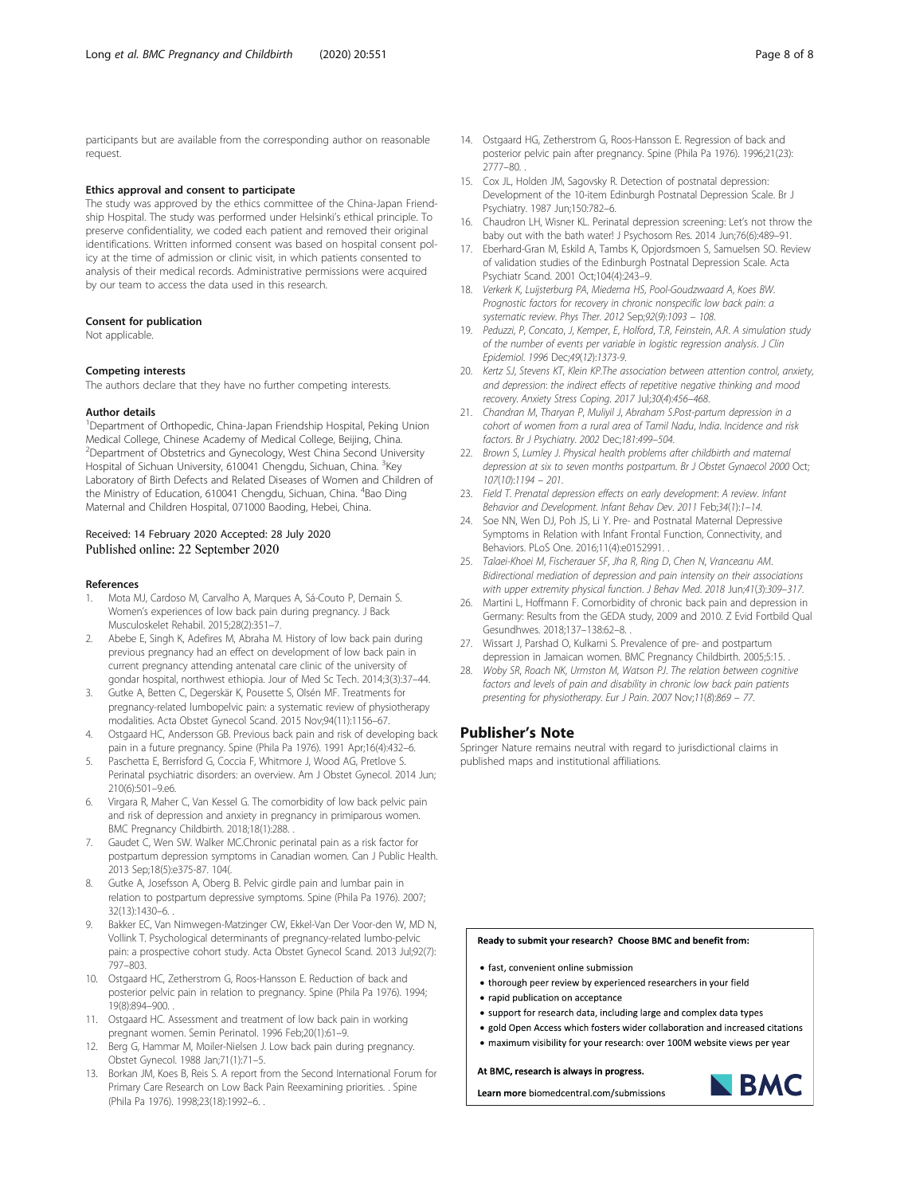participants but are available from the corresponding author on reasonable request.

### Ethics approval and consent to participate

The study was approved by the ethics committee of the China-Japan Friendship Hospital. The study was performed under Helsinki's ethical principle. To preserve confidentiality, we coded each patient and removed their original identifications. Written informed consent was based on hospital consent policy at the time of admission or clinic visit, in which patients consented to analysis of their medical records. Administrative permissions were acquired by our team to access the data used in this research.

### Consent for publication

Not applicable.

### Competing interests

The authors declare that they have no further competing interests.

### Author details

[1]Department of Orthopedic, China-Japan Friendship Hospital, Peking Union Medical College, Chinese Academy of Medical College, Beijing, China. [2]Department of Obstetrics and Gynecology, West China Second University Hospital of Sichuan University, 610041 Chengdu, Sichuan, China. [3]Key Laboratory of Birth Defects and Related Diseases of Women and Children of the Ministry of Education, 610041 Chengdu, Sichuan, China. [4]Bao Ding Maternal and Children Hospital, 071000 Baoding, Hebei, China.

Received: 14 February 2020 Accepted: 28 July 2020
Published online: 22 September 2020

### References

1. Mota MJ, Cardoso M, Carvalho A, Marques A, Sá-Couto P, Demain S. Women's experiences of low back pain during pregnancy. J Back Musculoskelet Rehabil. 2015;28(2):351–7.
2. Abebe E, Singh K, Adefires M, Abraha M. History of low back pain during previous pregnancy had an effect on development of low back pain in current pregnancy attending antenatal care clinic of the university of gondar hospital, northwest ethiopia. Jour of Med Sc Tech. 2014;3(3):37–44.
3. Gutke A, Betten C, Degerskär K, Pousette S, Olsén MF. Treatments for pregnancy-related lumbopelvic pain: a systematic review of physiotherapy modalities. Acta Obstet Gynecol Scand. 2015 Nov;94(11):1156–67.
4. Ostgaard HC, Andersson GB. Previous back pain and risk of developing back pain in a future pregnancy. Spine (Phila Pa 1976). 1991 Apr;16(4):432–6.
5. Paschetta E, Berrisford G, Coccia F, Whitmore J, Wood AG, Pretlove S. Perinatal psychiatric disorders: an overview. Am J Obstet Gynecol. 2014 Jun; 210(6):501–9.e6.
6. Virgara R, Maher C, Van Kessel G. The comorbidity of low back pelvic pain and risk of depression and anxiety in pregnancy in primiparous women. BMC Pregnancy Childbirth. 2018;18(1):288. .
7. Gaudet C, Wen SW. Walker MC.Chronic perinatal pain as a risk factor for postpartum depression symptoms in Canadian women. Can J Public Health. 2013 Sep;18(5):e375-87. 104(.
8. Gutke A, Josefsson A, Oberg B. Pelvic girdle pain and lumbar pain in relation to postpartum depressive symptoms. Spine (Phila Pa 1976). 2007; 32(13):1430–6. .
9. Bakker EC, Van Nimwegen-Matzinger CW, Ekkel-Van Der Voor-den W, MD N, Vollink T. Psychological determinants of pregnancy-related lumbo-pelvic pain: a prospective cohort study. Acta Obstet Gynecol Scand. 2013 Jul;92(7): 797–803.
10. Ostgaard HC, Zetherstrom G, Roos-Hansson E. Reduction of back and posterior pelvic pain in relation to pregnancy. Spine (Phila Pa 1976). 1994; 19(8):894–900. .
11. Ostgaard HC. Assessment and treatment of low back pain in working pregnant women. Semin Perinatol. 1996 Feb;20(1):61–9.
12. Berg G, Hammar M, Moiler-Nielsen J. Low back pain during pregnancy. Obstet Gynecol. 1988 Jan;71(1):71–5.
13. Borkan JM, Koes B, Reis S. A report from the Second International Forum for Primary Care Research on Low Back Pain Reexamining priorities. . Spine (Phila Pa 1976). 1998;23(18):1992–6. .
14. Ostgaard HG, Zetherstrom G, Roos-Hansson E. Regression of back and posterior pelvic pain after pregnancy. Spine (Phila Pa 1976). 1996;21(23): 2777–80. .
15. Cox JL, Holden JM, Sagovsky R. Detection of postnatal depression: Development of the 10-item Edinburgh Postnatal Depression Scale. Br J Psychiatry. 1987 Jun;150:782–6.
16. Chaudron LH, Wisner KL. Perinatal depression screening: Let's not throw the baby out with the bath water! J Psychosom Res. 2014 Jun;76(6):489–91.
17. Eberhard-Gran M, Eskild A, Tambs K, Opjordsmoen S, Samuelsen SO. Review of validation studies of the Edinburgh Postnatal Depression Scale. Acta Psychiatr Scand. 2001 Oct;104(4):243–9.
18. *Verkerk K, Luijsterburg PA, Miedema HS, Pool-Goudzwaard A, Koes BW. Prognostic factors for recovery in chronic nonspecific low back pain: a systematic review. Phys Ther. 2012 Sep;92(9):1093 – 108.*
19. *Peduzzi, P, Concato, J, Kemper, E, Holford, T.R, Feinstein, A.R. A simulation study of the number of events per variable in logistic regression analysis. J Clin Epidemiol. 1996 Dec;49(12):1373-9.*
20. *Kertz SJ, Stevens KT, Klein KP.The association between attention control, anxiety, and depression: the indirect effects of repetitive negative thinking and mood recovery. Anxiety Stress Coping. 2017 Jul;30(4):456–468.*
21. *Chandran M, Tharyan P, Muliyil J, Abraham S.Post-partum depression in a cohort of women from a rural area of Tamil Nadu, India. Incidence and risk factors. Br J Psychiatry. 2002 Dec;181:499–504.*
22. *Brown S, Lumley J. Physical health problems after childbirth and maternal depression at six to seven months postpartum. Br J Obstet Gynaecol 2000 Oct; 107(10):1194 – 201.*
23. *Field T. Prenatal depression effects on early development: A review. Infant Behavior and Development. Infant Behav Dev. 2011 Feb;34(1):1–14.*
24. Soe NN, Wen DJ, Poh JS, Li Y. Pre- and Postnatal Maternal Depressive Symptoms in Relation with Infant Frontal Function, Connectivity, and Behaviors. PLoS One. 2016;11(4):e0152991. .
25. *Talaei-Khoei M, Fischerauer SF, Jha R, Ring D, Chen N, Vranceanu AM. Bidirectional mediation of depression and pain intensity on their associations with upper extremity physical function. J Behav Med. 2018 Jun;41(3):309–317.*
26. Martini L, Hoffmann F. Comorbidity of chronic back pain and depression in Germany: Results from the GEDA study, 2009 and 2010. Z Evid Fortbild Qual Gesundhwes. 2018;137–138:62–8. .
27. Wissart J, Parshad O, Kulkarni S. Prevalence of pre- and postpartum depression in Jamaican women. BMC Pregnancy Childbirth. 2005;5:15. .
28. *Woby SR, Roach NK, Urmston M, Watson PJ. The relation between cognitive factors and levels of pain and disability in chronic low back pain patients presenting for physiotherapy. Eur J Pain. 2007 Nov;11(8):869 – 77.*

## Publisher's Note

Springer Nature remains neutral with regard to jurisdictional claims in published maps and institutional affiliations.

**Ready to submit your research? Choose BMC and benefit from:**

- fast, convenient online submission
- thorough peer review by experienced researchers in your field
- rapid publication on acceptance
- support for research data, including large and complex data types
- gold Open Access which fosters wider collaboration and increased citations
- maximum visibility for your research: over 100M website views per year

**At BMC, research is always in progress.**

**Learn more** biomedcentral.com/submissions

BMC